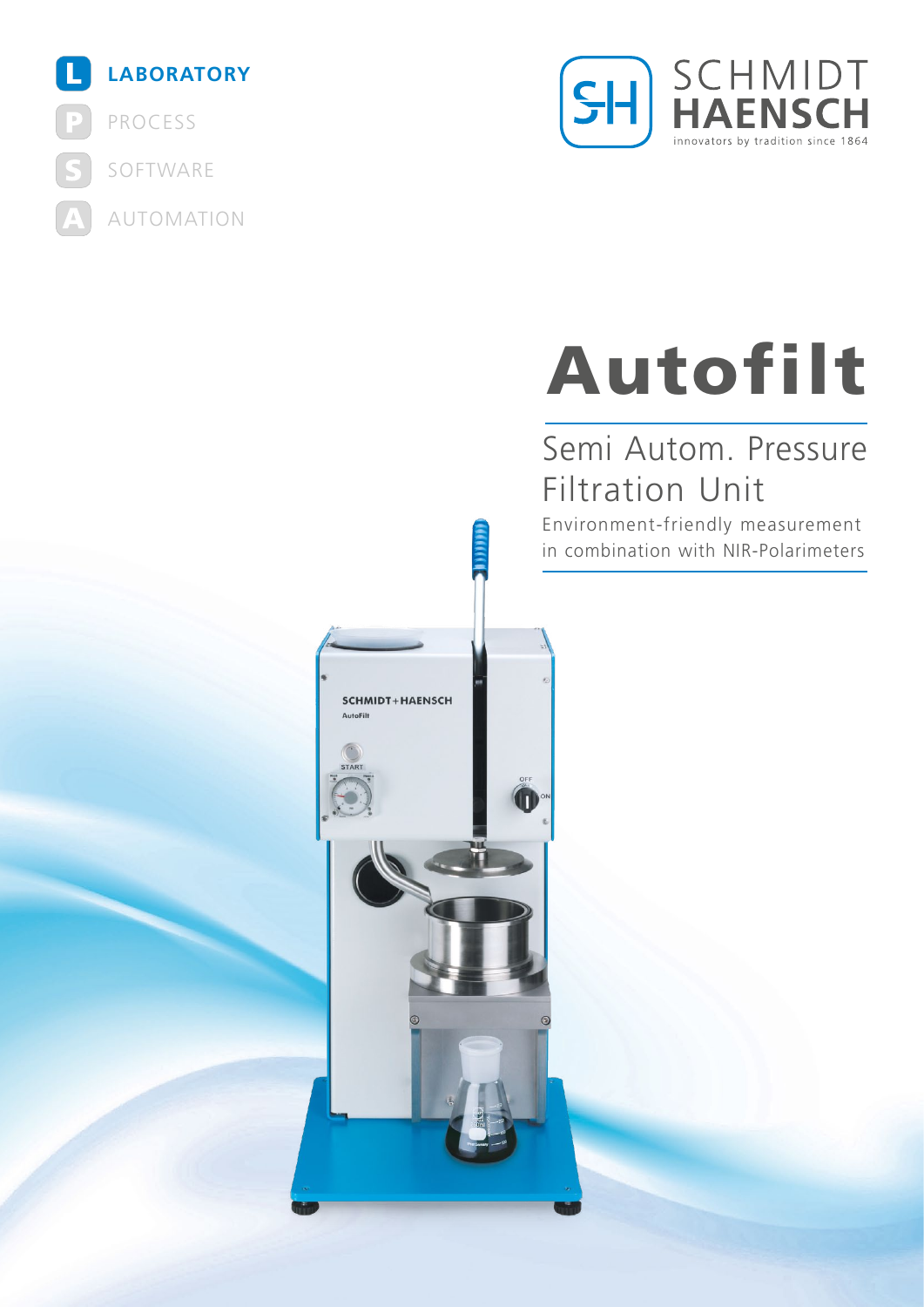**L** LABORATORY

**P** PROCESS

**S** SOFTWARE

**A** AUTOMATION

SCHMIDT HAENSCH
innovators by tradition since 1864

# Autofilt

## Semi Autom. Pressure Filtration Unit

Environment-friendly measurement in combination with NIR-Polarimeters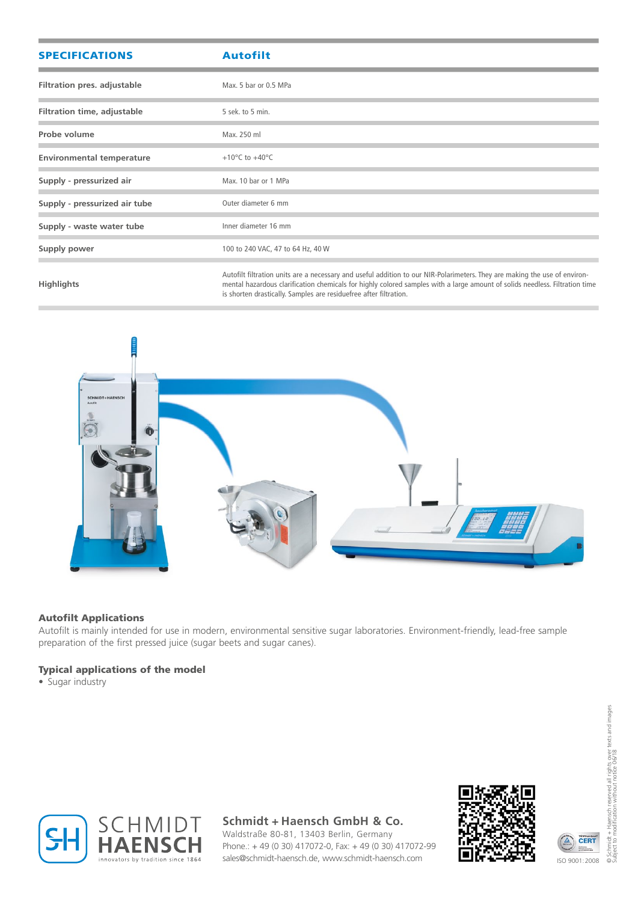| SPECIFICATIONS | Autofilt |
|---|---|
| Filtration pres. adjustable | Max. 5 bar or 0.5 MPa |
| Filtration time, adjustable | 5 sek. to 5 min. |
| Probe volume | Max. 250 ml |
| Environmental temperature | +10°C to +40°C |
| Supply - pressurized air | Max. 10 bar or 1 MPa |
| Supply - pressurized air tube | Outer diameter 6 mm |
| Supply - waste water tube | Inner diameter 16 mm |
| Supply power | 100 to 240 VAC, 47 to 64 Hz, 40 W |
| Highlights | Autofilt filtration units are a necessary and useful addition to our NIR-Polarimeters. They are making the use of environmental hazardous clarification chemicals for highly colored samples with a large amount of solids needless. Filtration time is shorten drastically. Samples are residuefree after filtration. |

### Autofilt Applications

Autofilt is mainly intended for use in modern, environmental sensitive sugar laboratories. Environment-friendly, lead-free sample preparation of the first pressed juice (sugar beets and sugar canes).

### Typical applications of the model

- Sugar industry

SCHMIDT HAENSCH
innovators by tradition since 1864

**Schmidt + Haensch GmbH & Co.**
Waldstraße 80-81, 13403 Berlin, Germany
Phone.: + 49 (0 30) 417072-0, Fax: + 49 (0 30) 417072-99
sales@schmidt-haensch.de, www.schmidt-haensch.com

ISO 9001:2008

© Schmidt + Haensch reserved all rights over texts and images
Subject to modification without notice 06/18